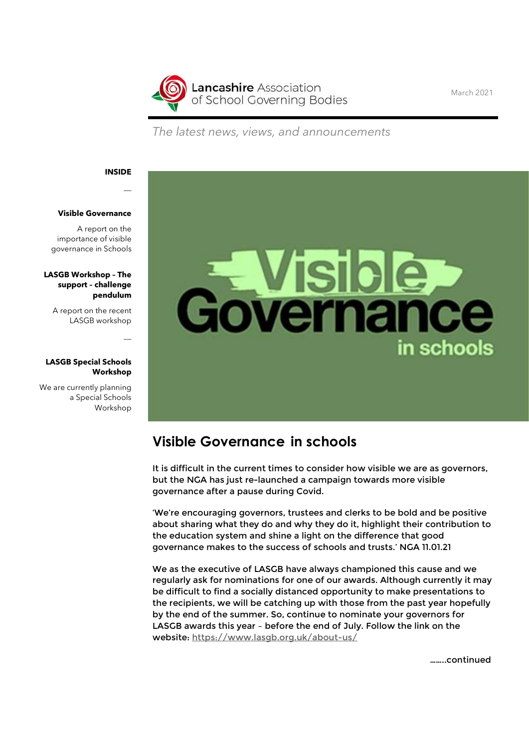Lancashire Association of School Governing Bodies

March 2021

*The latest news, views, and announcements*

**INSIDE**

**Visible Governance**

A report on the importance of visible governance in Schools

**LASGB Workshop – The support – challenge pendulum**

A report on the recent LASGB workshop

**LASGB Special Schools Workshop**

We are currently planning a Special Schools Workshop

## Visible Governance in schools

It is difficult in the current times to consider how visible we are as governors, but the NGA has just re-launched a campaign towards more visible governance after a pause during Covid.

'We're encouraging governors, trustees and clerks to be bold and be positive about sharing what they do and why they do it, highlight their contribution to the education system and shine a light on the difference that good governance makes to the success of schools and trusts.' NGA 11.01.21

We as the executive of LASGB have always championed this cause and we regularly ask for nominations for one of our awards. Although currently it may be difficult to find a socially distanced opportunity to make presentations to the recipients, we will be catching up with those from the past year hopefully by the end of the summer. So, continue to nominate your governors for LASGB awards this year – before the end of July. Follow the link on the website: https://www.lasgb.org.uk/about-us/

……..continued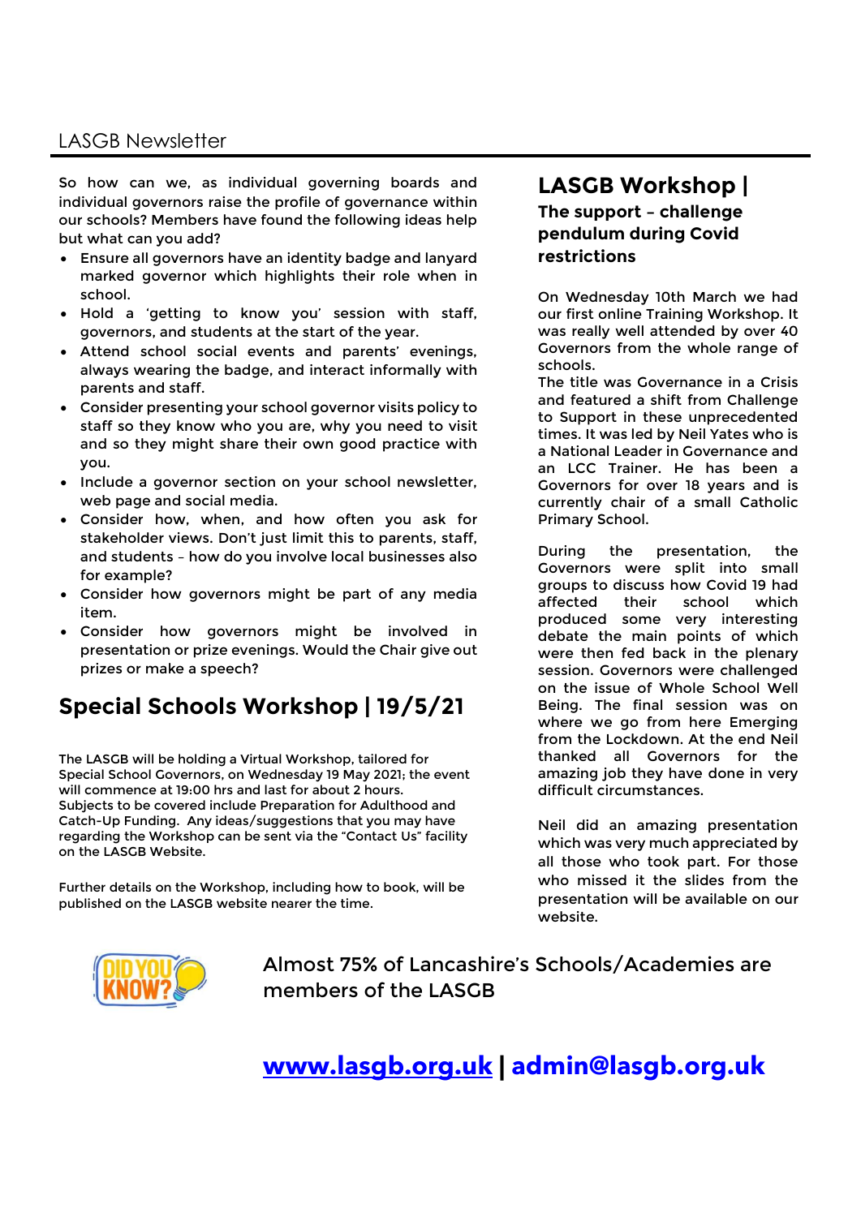So how can we, as individual governing boards and individual governors raise the profile of governance within our schools? Members have found the following ideas help but what can you add?

- Ensure all governors have an identity badge and lanyard marked governor which highlights their role when in school.
- Hold a 'getting to know you' session with staff, governors, and students at the start of the year.
- Attend school social events and parents' evenings, always wearing the badge, and interact informally with parents and staff.
- Consider presenting your school governor visits policy to staff so they know who you are, why you need to visit and so they might share their own good practice with you.
- Include a governor section on your school newsletter, web page and social media.
- Consider how, when, and how often you ask for stakeholder views. Don't just limit this to parents, staff, and students – how do you involve local businesses also for example?
- Consider how governors might be part of any media item.
- Consider how governors might be involved in presentation or prize evenings. Would the Chair give out prizes or make a speech?

## Special Schools Workshop | 19/5/21

The LASGB will be holding a Virtual Workshop, tailored for Special School Governors, on Wednesday 19 May 2021; the event will commence at 19:00 hrs and last for about 2 hours. Subjects to be covered include Preparation for Adulthood and Catch-Up Funding. Any ideas/suggestions that you may have regarding the Workshop can be sent via the "Contact Us" facility on the LASGB Website.

Further details on the Workshop, including how to book, will be published on the LASGB website nearer the time.

## LASGB Workshop |

### The support – challenge pendulum during Covid restrictions

On Wednesday 10th March we had our first online Training Workshop. It was really well attended by over 40 Governors from the whole range of schools.
The title was Governance in a Crisis and featured a shift from Challenge to Support in these unprecedented times. It was led by Neil Yates who is a National Leader in Governance and an LCC Trainer. He has been a Governors for over 18 years and is currently chair of a small Catholic Primary School.

During the presentation, the Governors were split into small groups to discuss how Covid 19 had affected their school which produced some very interesting debate the main points of which were then fed back in the plenary session. Governors were challenged on the issue of Whole School Well Being. The final session was on where we go from here Emerging from the Lockdown. At the end Neil thanked all Governors for the amazing job they have done in very difficult circumstances.

Neil did an amazing presentation which was very much appreciated by all those who took part. For those who missed it the slides from the presentation will be available on our website.

DID YOU KNOW?

Almost 75% of Lancashire's Schools/Academies are members of the LASGB

**www.lasgb.org.uk | admin@lasgb.org.uk**